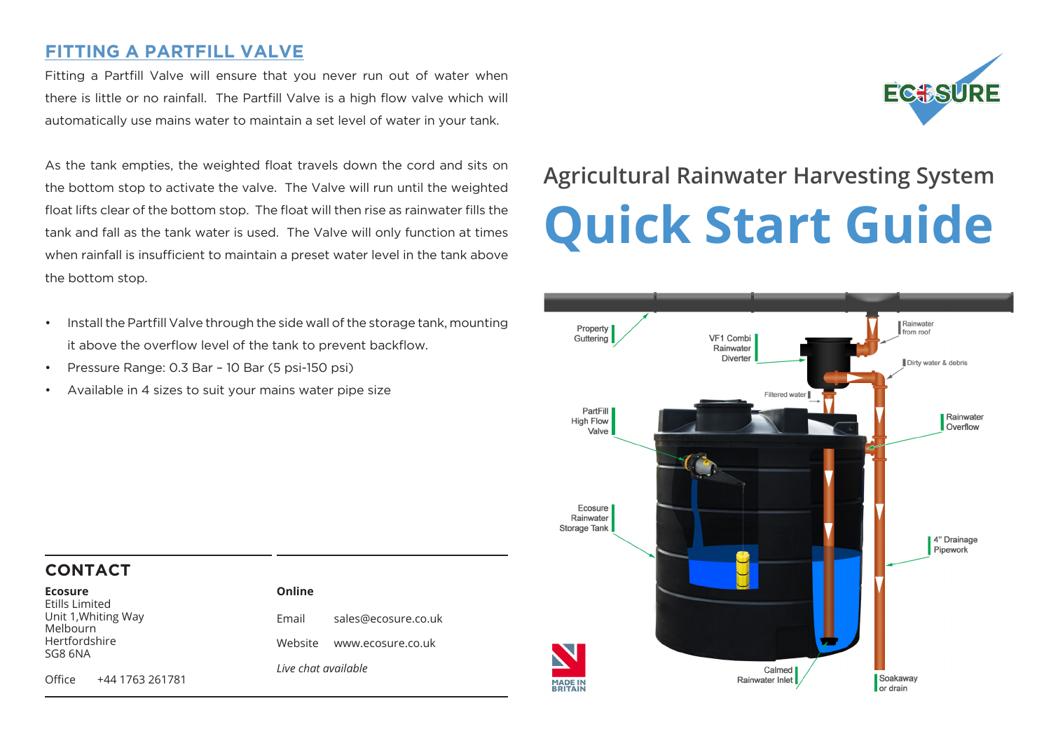## FITTING A PARTFILL VALVE

Fitting a Partfill Valve will ensure that you never run out of water when there is little or no rainfall. The Partfill Valve is a high flow valve which will automatically use mains water to maintain a set level of water in your tank.

As the tank empties, the weighted float travels down the cord and sits on the bottom stop to activate the valve. The Valve will run until the weighted float lifts clear of the bottom stop. The float will then rise as rainwater fills the tank and fall as the tank water is used. The Valve will only function at times when rainfall is insufficient to maintain a preset water level in the tank above the bottom stop.

- Install the Partfill Valve through the side wall of the storage tank, mounting it above the overflow level of the tank to prevent backflow.
- Pressure Range: 0.3 Bar – 10 Bar (5 psi-150 psi)
- Available in 4 sizes to suit your mains water pipe size

## CONTACT

**Ecosure**
Etills Limited
Unit 1,Whiting Way
Melbourn
Hertfordshire
SG8 6NA

Office +44 1763 261781

**Online**

Email sales@ecosure.co.uk

Website www.ecosure.co.uk

*Live chat available*

ECOSURE

## Agricultural Rainwater Harvesting System

# Quick Start Guide

Property Guttering

VF1 Combi Rainwater Diverter

Rainwater from roof

Dirty water & debris

Filtered water

PartFill High Flow Valve

Rainwater Overflow

Ecosure Rainwater Storage Tank

4" Drainage Pipework

Calmed Rainwater Inlet

Soakaway or drain

MADE IN BRITAIN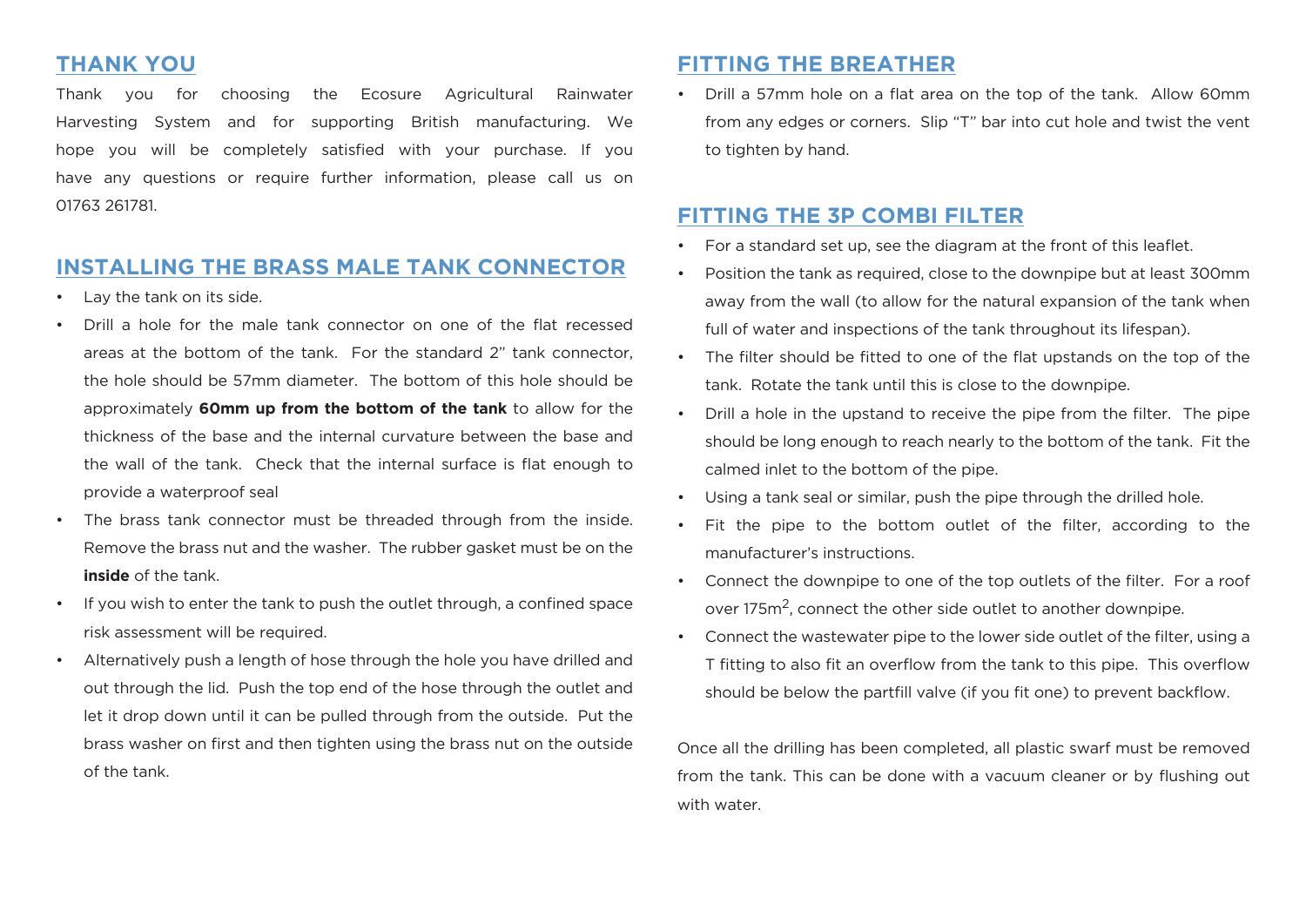## THANK YOU

Thank you for choosing the Ecosure Agricultural Rainwater Harvesting System and for supporting British manufacturing. We hope you will be completely satisfied with your purchase. If you have any questions or require further information, please call us on 01763 261781.

## INSTALLING THE BRASS MALE TANK CONNECTOR

- Lay the tank on its side.
- Drill a hole for the male tank connector on one of the flat recessed areas at the bottom of the tank. For the standard 2" tank connector, the hole should be 57mm diameter. The bottom of this hole should be approximately **60mm up from the bottom of the tank** to allow for the thickness of the base and the internal curvature between the base and the wall of the tank. Check that the internal surface is flat enough to provide a waterproof seal
- The brass tank connector must be threaded through from the inside. Remove the brass nut and the washer. The rubber gasket must be on the **inside** of the tank.
- If you wish to enter the tank to push the outlet through, a confined space risk assessment will be required.
- Alternatively push a length of hose through the hole you have drilled and out through the lid. Push the top end of the hose through the outlet and let it drop down until it can be pulled through from the outside. Put the brass washer on first and then tighten using the brass nut on the outside of the tank.

## FITTING THE BREATHER

- Drill a 57mm hole on a flat area on the top of the tank. Allow 60mm from any edges or corners. Slip "T" bar into cut hole and twist the vent to tighten by hand.

## FITTING THE 3P COMBI FILTER

- For a standard set up, see the diagram at the front of this leaflet.
- Position the tank as required, close to the downpipe but at least 300mm away from the wall (to allow for the natural expansion of the tank when full of water and inspections of the tank throughout its lifespan).
- The filter should be fitted to one of the flat upstands on the top of the tank. Rotate the tank until this is close to the downpipe.
- Drill a hole in the upstand to receive the pipe from the filter. The pipe should be long enough to reach nearly to the bottom of the tank. Fit the calmed inlet to the bottom of the pipe.
- Using a tank seal or similar, push the pipe through the drilled hole.
- Fit the pipe to the bottom outlet of the filter, according to the manufacturer's instructions.
- Connect the downpipe to one of the top outlets of the filter. For a roof over 175m$^2$, connect the other side outlet to another downpipe.
- Connect the wastewater pipe to the lower side outlet of the filter, using a T fitting to also fit an overflow from the tank to this pipe. This overflow should be below the partfill valve (if you fit one) to prevent backflow.

Once all the drilling has been completed, all plastic swarf must be removed from the tank. This can be done with a vacuum cleaner or by flushing out with water.